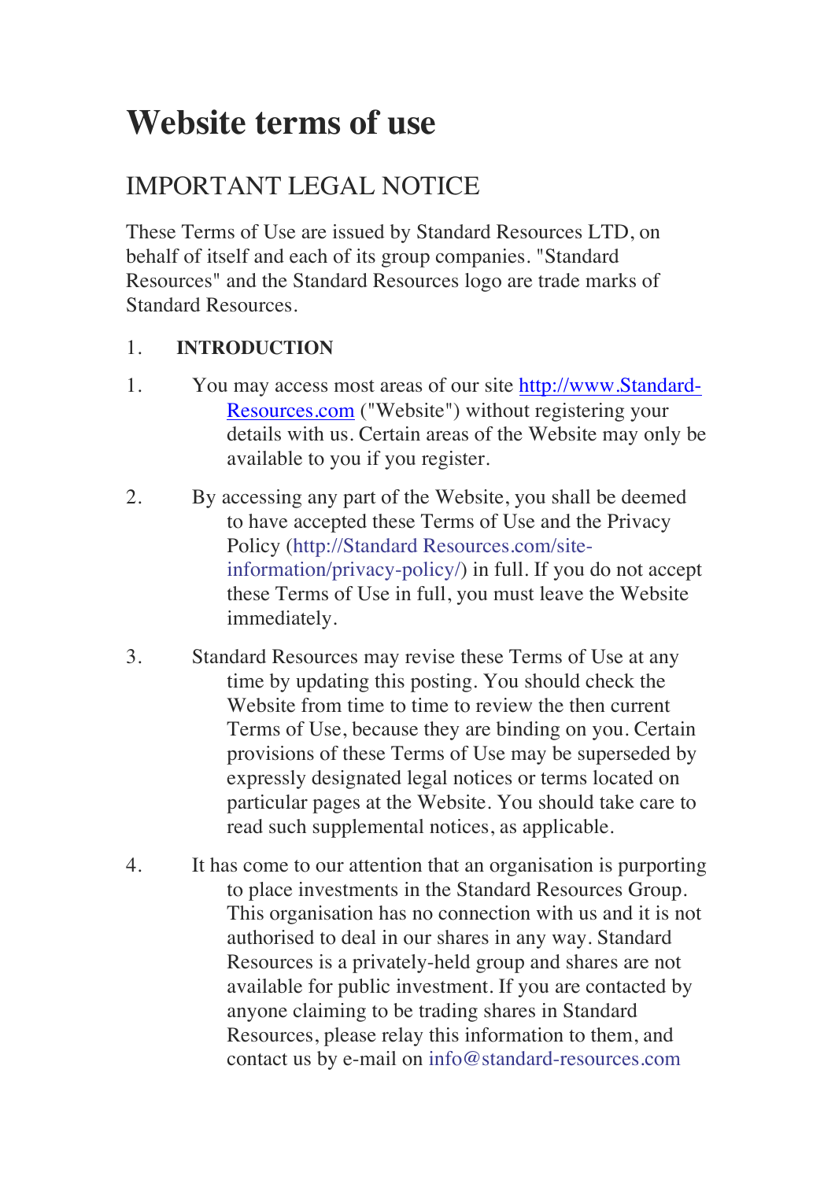# Website terms of use

## IMPORTANT LEGAL NOTICE

These Terms of Use are issued by Standard Resources LTD, on behalf of itself and each of its group companies. "Standard Resources" and the Standard Resources logo are trade marks of Standard Resources.

1. **INTRODUCTION**

1. You may access most areas of our site [http://www.Standard-Resources.com](http://www.Standard-Resources.com) ("Website") without registering your details with us. Certain areas of the Website may only be available to you if you register.

2. By accessing any part of the Website, you shall be deemed to have accepted these Terms of Use and the Privacy Policy (http://Standard Resources.com/site-information/privacy-policy/) in full. If you do not accept these Terms of Use in full, you must leave the Website immediately.

3. Standard Resources may revise these Terms of Use at any time by updating this posting. You should check the Website from time to time to review the then current Terms of Use, because they are binding on you. Certain provisions of these Terms of Use may be superseded by expressly designated legal notices or terms located on particular pages at the Website. You should take care to read such supplemental notices, as applicable.

4. It has come to our attention that an organisation is purporting to place investments in the Standard Resources Group. This organisation has no connection with us and it is not authorised to deal in our shares in any way. Standard Resources is a privately-held group and shares are not available for public investment. If you are contacted by anyone claiming to be trading shares in Standard Resources, please relay this information to them, and contact us by e-mail on info@standard-resources.com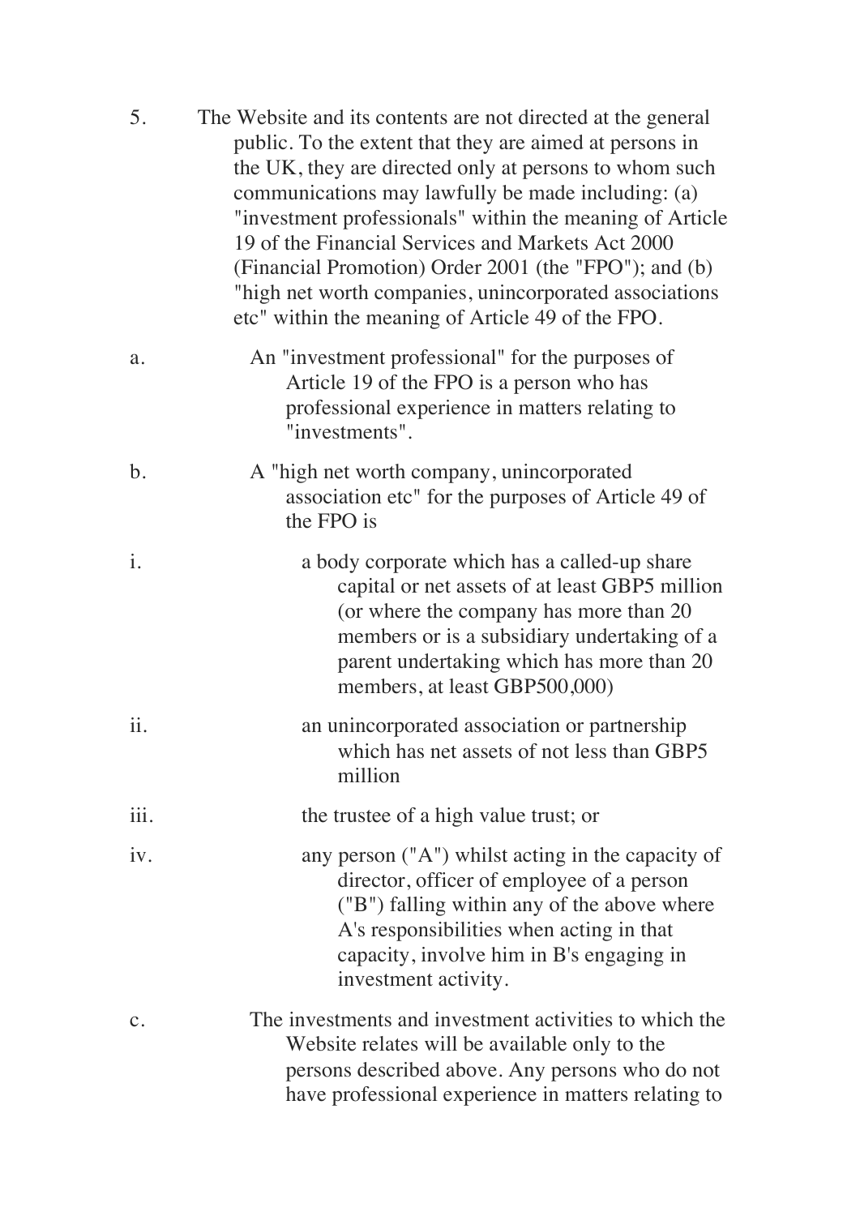5. The Website and its contents are not directed at the general public. To the extent that they are aimed at persons in the UK, they are directed only at persons to whom such communications may lawfully be made including: (a) "investment professionals" within the meaning of Article 19 of the Financial Services and Markets Act 2000 (Financial Promotion) Order 2001 (the "FPO"); and (b) "high net worth companies, unincorporated associations etc" within the meaning of Article 49 of the FPO.

   a. An "investment professional" for the purposes of Article 19 of the FPO is a person who has professional experience in matters relating to "investments".

   b. A "high net worth company, unincorporated association etc" for the purposes of Article 49 of the FPO is

      i. a body corporate which has a called-up share capital or net assets of at least GBP5 million (or where the company has more than 20 members or is a subsidiary undertaking of a parent undertaking which has more than 20 members, at least GBP500,000)

      ii. an unincorporated association or partnership which has net assets of not less than GBP5 million

      iii. the trustee of a high value trust; or

      iv. any person ("A") whilst acting in the capacity of director, officer of employee of a person ("B") falling within any of the above where A's responsibilities when acting in that capacity, involve him in B's engaging in investment activity.

   c. The investments and investment activities to which the Website relates will be available only to the persons described above. Any persons who do not have professional experience in matters relating to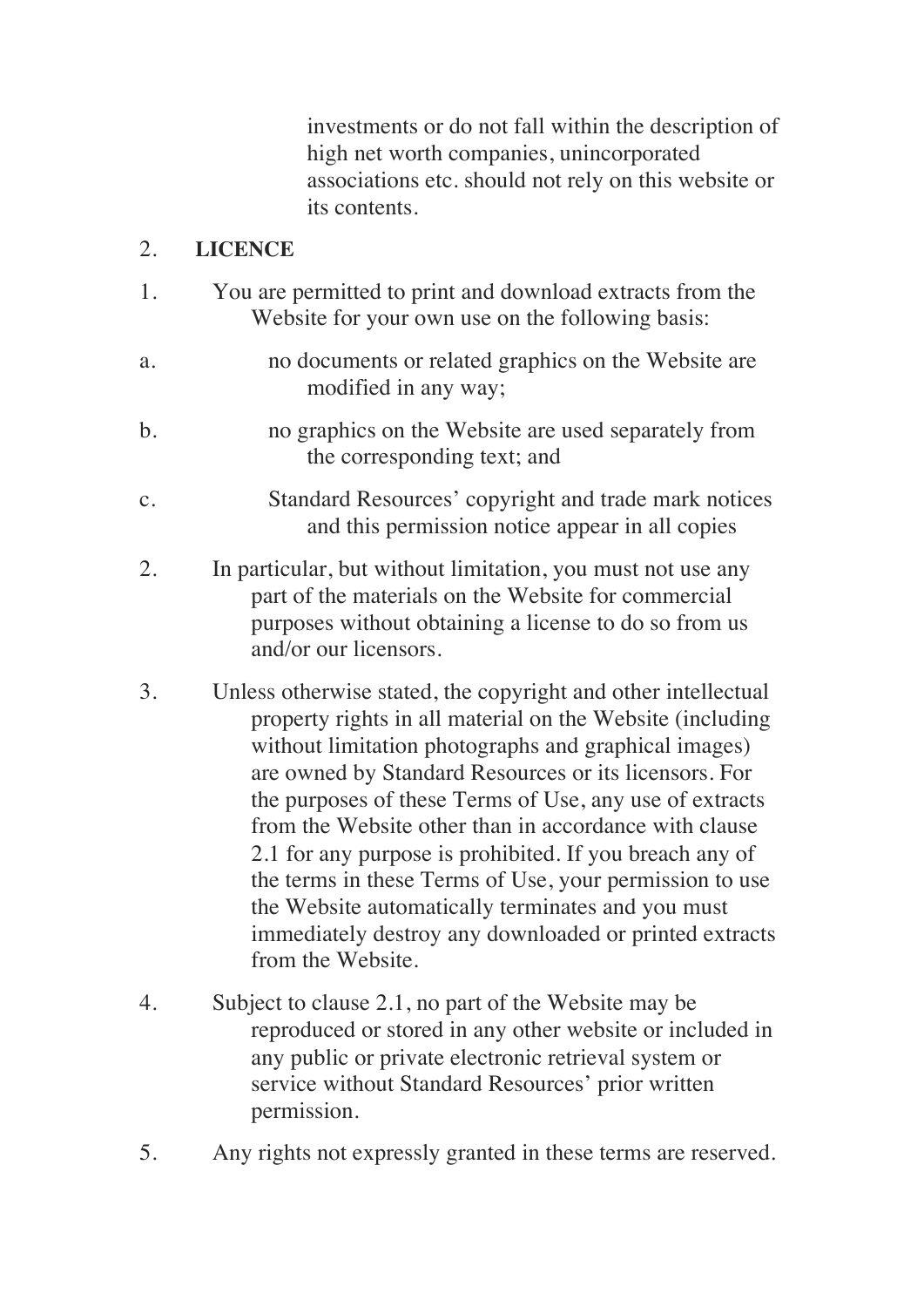investments or do not fall within the description of high net worth companies, unincorporated associations etc. should not rely on this website or its contents.

## 2. LICENCE

1. You are permitted to print and download extracts from the Website for your own use on the following basis:

   a. no documents or related graphics on the Website are modified in any way;

   b. no graphics on the Website are used separately from the corresponding text; and

   c. Standard Resources' copyright and trade mark notices and this permission notice appear in all copies

2. In particular, but without limitation, you must not use any part of the materials on the Website for commercial purposes without obtaining a license to do so from us and/or our licensors.

3. Unless otherwise stated, the copyright and other intellectual property rights in all material on the Website (including without limitation photographs and graphical images) are owned by Standard Resources or its licensors. For the purposes of these Terms of Use, any use of extracts from the Website other than in accordance with clause 2.1 for any purpose is prohibited. If you breach any of the terms in these Terms of Use, your permission to use the Website automatically terminates and you must immediately destroy any downloaded or printed extracts from the Website.

4. Subject to clause 2.1, no part of the Website may be reproduced or stored in any other website or included in any public or private electronic retrieval system or service without Standard Resources' prior written permission.

5. Any rights not expressly granted in these terms are reserved.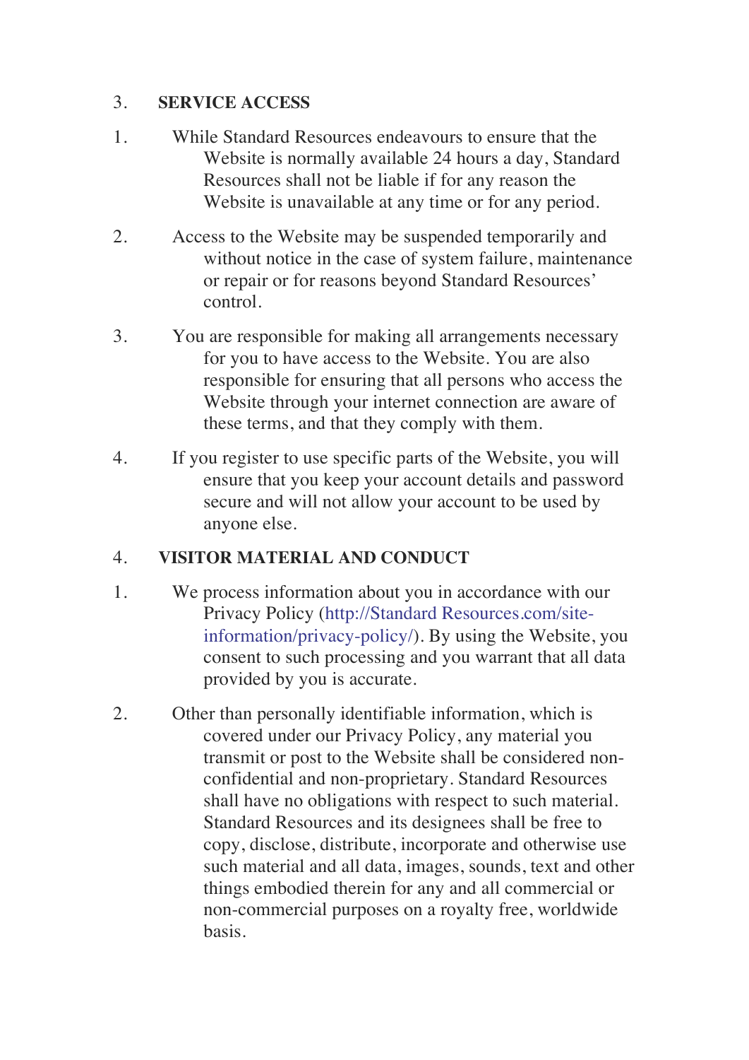## 3. SERVICE ACCESS

1. While Standard Resources endeavours to ensure that the Website is normally available 24 hours a day, Standard Resources shall not be liable if for any reason the Website is unavailable at any time or for any period.

2. Access to the Website may be suspended temporarily and without notice in the case of system failure, maintenance or repair or for reasons beyond Standard Resources' control.

3. You are responsible for making all arrangements necessary for you to have access to the Website. You are also responsible for ensuring that all persons who access the Website through your internet connection are aware of these terms, and that they comply with them.

4. If you register to use specific parts of the Website, you will ensure that you keep your account details and password secure and will not allow your account to be used by anyone else.

## 4. VISITOR MATERIAL AND CONDUCT

1. We process information about you in accordance with our Privacy Policy (http://Standard Resources.com/site-information/privacy-policy/). By using the Website, you consent to such processing and you warrant that all data provided by you is accurate.

2. Other than personally identifiable information, which is covered under our Privacy Policy, any material you transmit or post to the Website shall be considered non-confidential and non-proprietary. Standard Resources shall have no obligations with respect to such material. Standard Resources and its designees shall be free to copy, disclose, distribute, incorporate and otherwise use such material and all data, images, sounds, text and other things embodied therein for any and all commercial or non-commercial purposes on a royalty free, worldwide basis.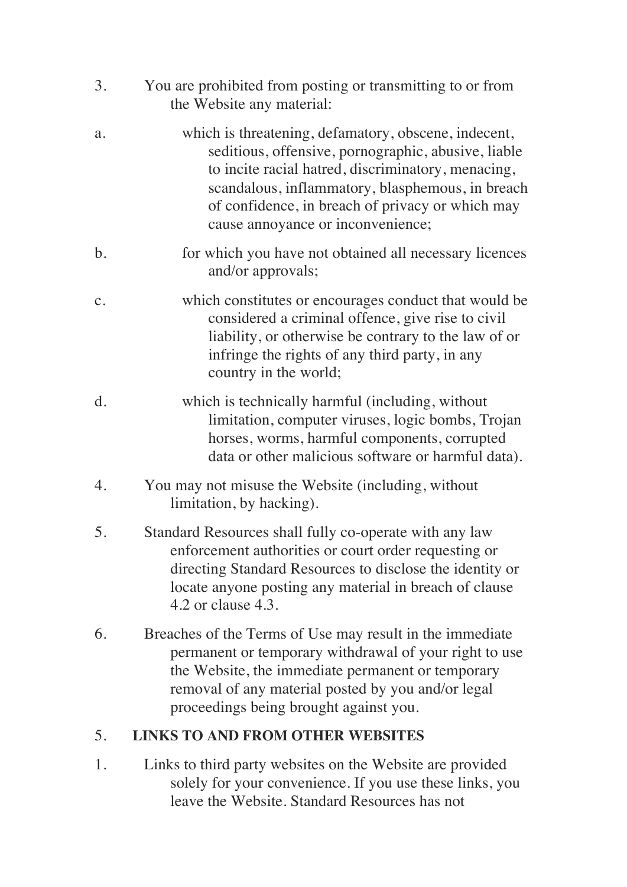3. You are prohibited from posting or transmitting to or from the Website any material:

a. which is threatening, defamatory, obscene, indecent, seditious, offensive, pornographic, abusive, liable to incite racial hatred, discriminatory, menacing, scandalous, inflammatory, blasphemous, in breach of confidence, in breach of privacy or which may cause annoyance or inconvenience;

b. for which you have not obtained all necessary licences and/or approvals;

c. which constitutes or encourages conduct that would be considered a criminal offence, give rise to civil liability, or otherwise be contrary to the law of or infringe the rights of any third party, in any country in the world;

d. which is technically harmful (including, without limitation, computer viruses, logic bombs, Trojan horses, worms, harmful components, corrupted data or other malicious software or harmful data).

4. You may not misuse the Website (including, without limitation, by hacking).

5. Standard Resources shall fully co-operate with any law enforcement authorities or court order requesting or directing Standard Resources to disclose the identity or locate anyone posting any material in breach of clause 4.2 or clause 4.3.

6. Breaches of the Terms of Use may result in the immediate permanent or temporary withdrawal of your right to use the Website, the immediate permanent or temporary removal of any material posted by you and/or legal proceedings being brought against you.

## 5. LINKS TO AND FROM OTHER WEBSITES

1. Links to third party websites on the Website are provided solely for your convenience. If you use these links, you leave the Website. Standard Resources has not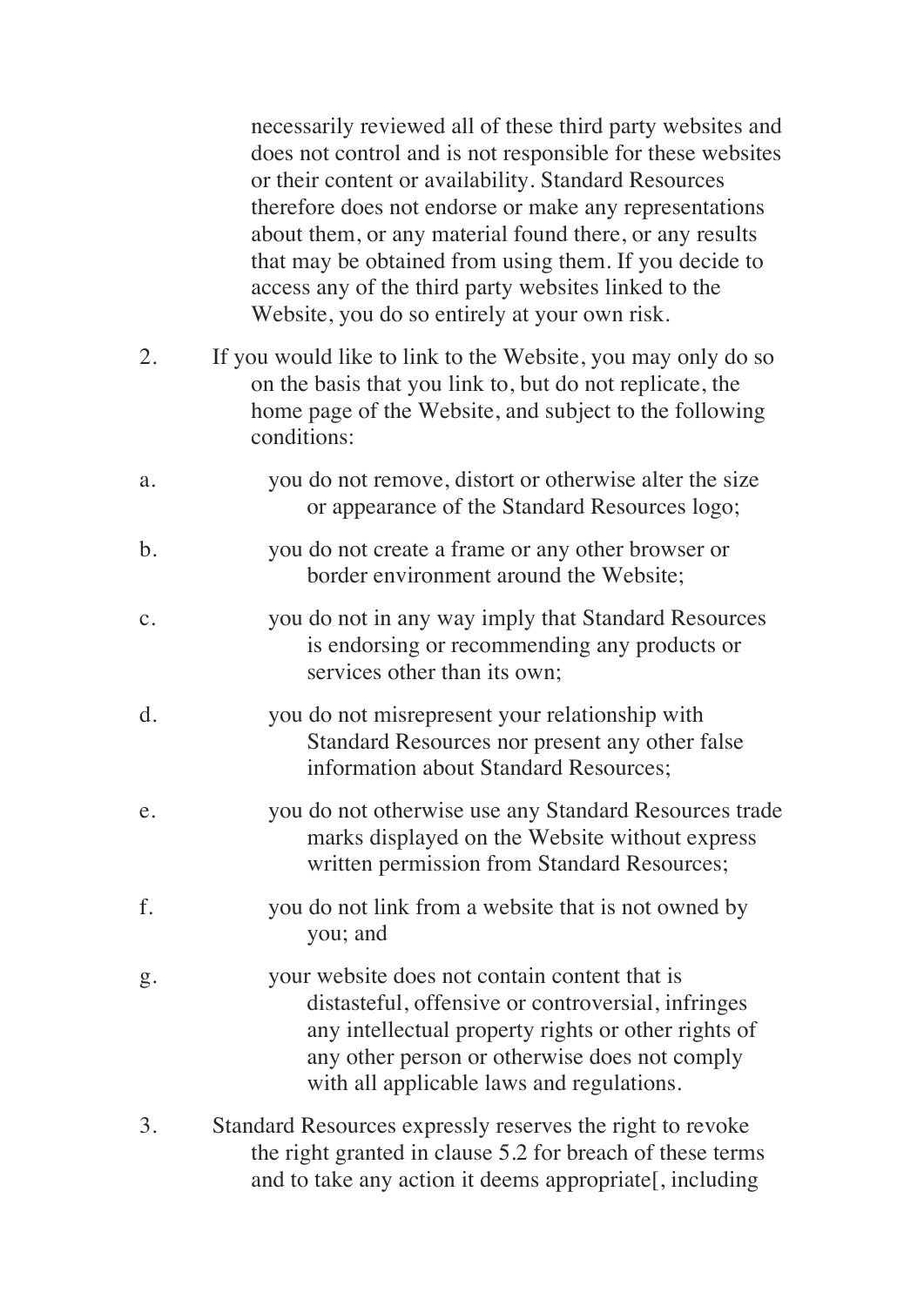necessarily reviewed all of these third party websites and does not control and is not responsible for these websites or their content or availability. Standard Resources therefore does not endorse or make any representations about them, or any material found there, or any results that may be obtained from using them. If you decide to access any of the third party websites linked to the Website, you do so entirely at your own risk.

2. If you would like to link to the Website, you may only do so on the basis that you link to, but do not replicate, the home page of the Website, and subject to the following conditions:

a. you do not remove, distort or otherwise alter the size or appearance of the Standard Resources logo;

b. you do not create a frame or any other browser or border environment around the Website;

c. you do not in any way imply that Standard Resources is endorsing or recommending any products or services other than its own;

d. you do not misrepresent your relationship with Standard Resources nor present any other false information about Standard Resources;

e. you do not otherwise use any Standard Resources trade marks displayed on the Website without express written permission from Standard Resources;

f. you do not link from a website that is not owned by you; and

g. your website does not contain content that is distasteful, offensive or controversial, infringes any intellectual property rights or other rights of any other person or otherwise does not comply with all applicable laws and regulations.

3. Standard Resources expressly reserves the right to revoke the right granted in clause 5.2 for breach of these terms and to take any action it deems appropriate[, including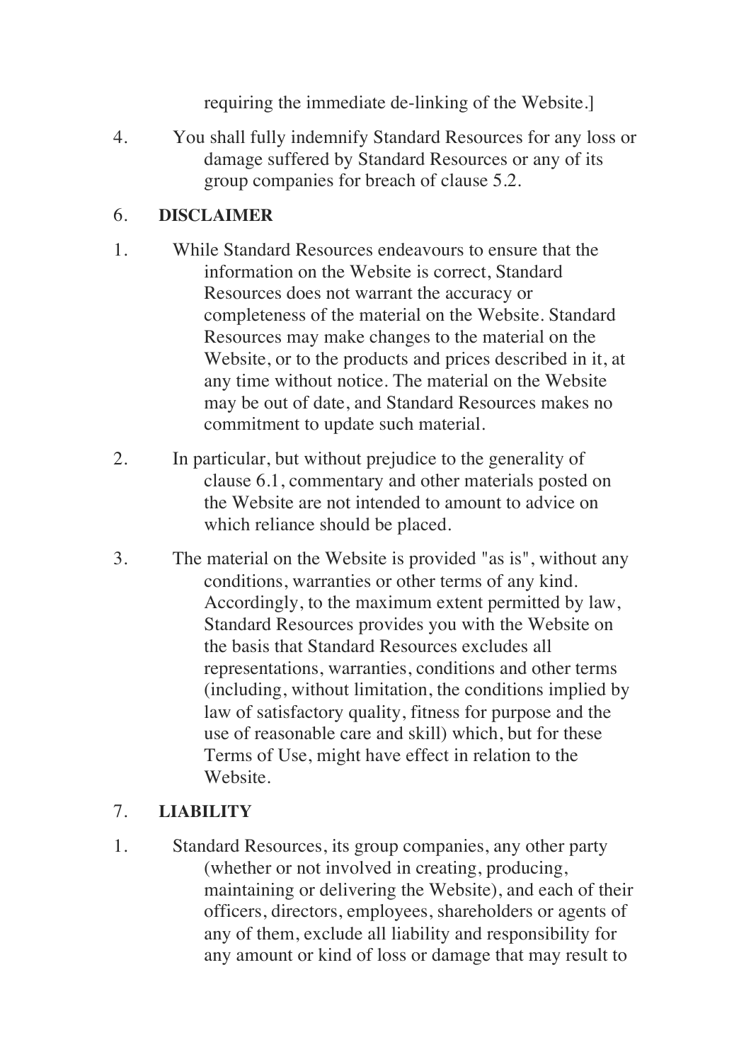requiring the immediate de-linking of the Website.]

4. You shall fully indemnify Standard Resources for any loss or damage suffered by Standard Resources or any of its group companies for breach of clause 5.2.

## 6. DISCLAIMER

1. While Standard Resources endeavours to ensure that the information on the Website is correct, Standard Resources does not warrant the accuracy or completeness of the material on the Website. Standard Resources may make changes to the material on the Website, or to the products and prices described in it, at any time without notice. The material on the Website may be out of date, and Standard Resources makes no commitment to update such material.

2. In particular, but without prejudice to the generality of clause 6.1, commentary and other materials posted on the Website are not intended to amount to advice on which reliance should be placed.

3. The material on the Website is provided "as is", without any conditions, warranties or other terms of any kind. Accordingly, to the maximum extent permitted by law, Standard Resources provides you with the Website on the basis that Standard Resources excludes all representations, warranties, conditions and other terms (including, without limitation, the conditions implied by law of satisfactory quality, fitness for purpose and the use of reasonable care and skill) which, but for these Terms of Use, might have effect in relation to the Website.

## 7. LIABILITY

1. Standard Resources, its group companies, any other party (whether or not involved in creating, producing, maintaining or delivering the Website), and each of their officers, directors, employees, shareholders or agents of any of them, exclude all liability and responsibility for any amount or kind of loss or damage that may result to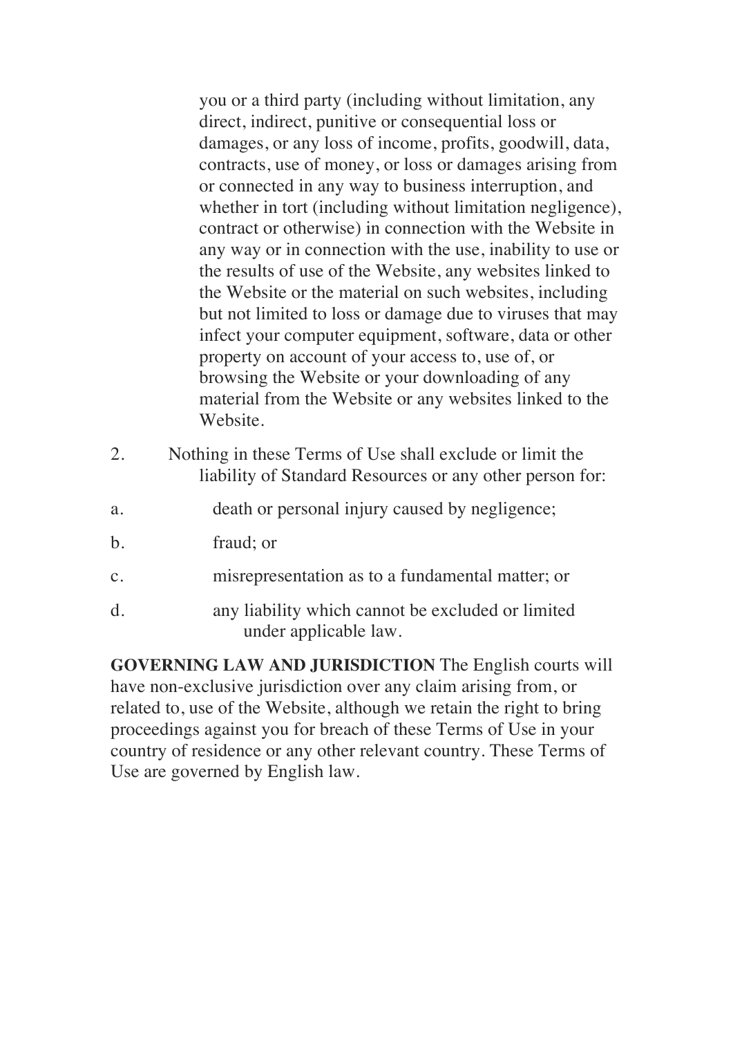you or a third party (including without limitation, any direct, indirect, punitive or consequential loss or damages, or any loss of income, profits, goodwill, data, contracts, use of money, or loss or damages arising from or connected in any way to business interruption, and whether in tort (including without limitation negligence), contract or otherwise) in connection with the Website in any way or in connection with the use, inability to use or the results of use of the Website, any websites linked to the Website or the material on such websites, including but not limited to loss or damage due to viruses that may infect your computer equipment, software, data or other property on account of your access to, use of, or browsing the Website or your downloading of any material from the Website or any websites linked to the Website.

2. Nothing in these Terms of Use shall exclude or limit the liability of Standard Resources or any other person for:

   a. death or personal injury caused by negligence;

   b. fraud; or

   c. misrepresentation as to a fundamental matter; or

   d. any liability which cannot be excluded or limited under applicable law.

**GOVERNING LAW AND JURISDICTION** The English courts will have non-exclusive jurisdiction over any claim arising from, or related to, use of the Website, although we retain the right to bring proceedings against you for breach of these Terms of Use in your country of residence or any other relevant country. These Terms of Use are governed by English law.